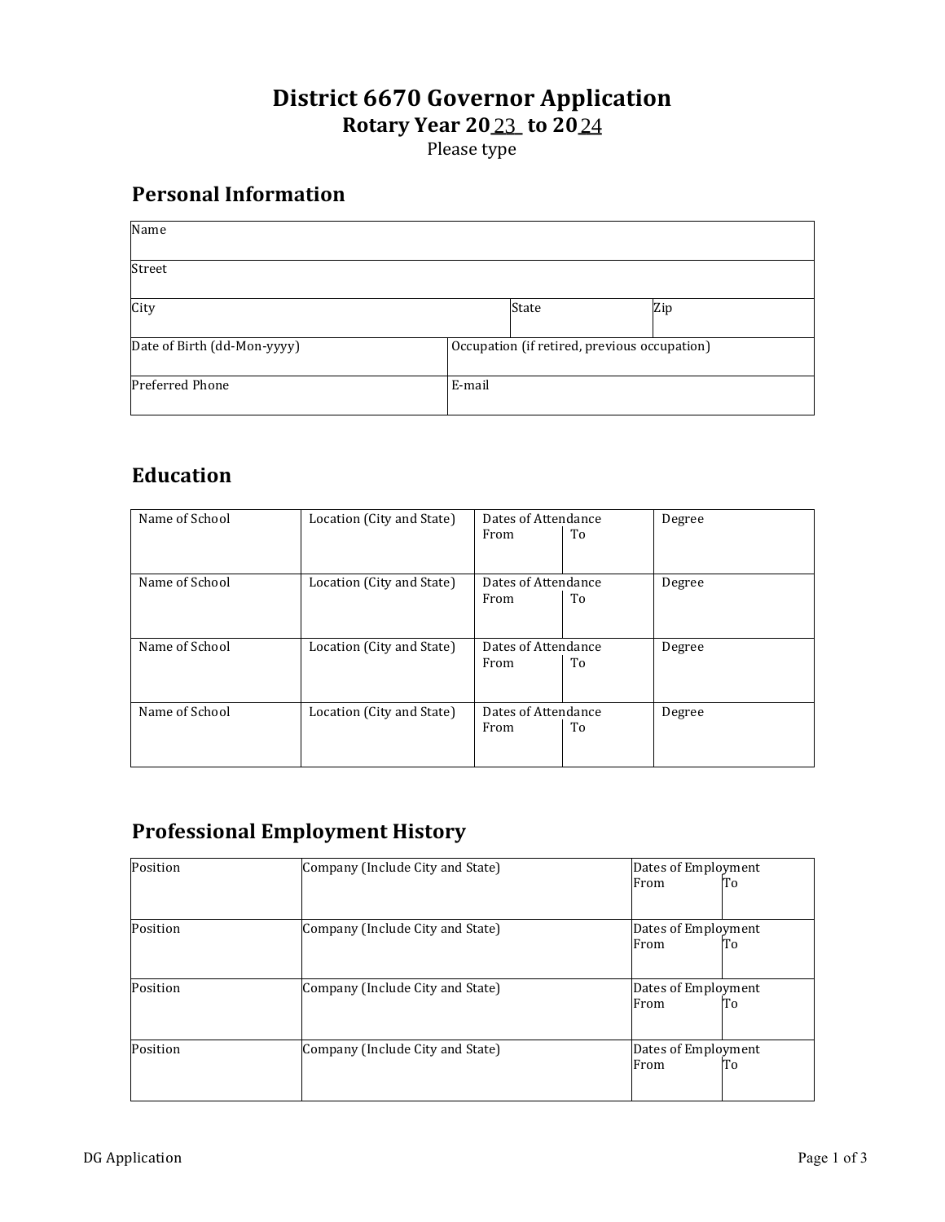# District 6670 Governor Application

**Rotary Year 20 23 to 20 24**

Please type

## Personal Information

| Name | | | |
|---|---|---|---|
| Street | | | |
| City | | State | Zip |
| Date of Birth (dd-Mon-yyyy) | Occupation (if retired, previous occupation) | | |
| Preferred Phone | E-mail | | |

## Education

| Name of School | Location (City and State) | Dates of Attendance From | To | Degree |
|---|---|---|---|---|
| Name of School | Location (City and State) | Dates of Attendance From | To | Degree |
| Name of School | Location (City and State) | Dates of Attendance From | To | Degree |
| Name of School | Location (City and State) | Dates of Attendance From | To | Degree |

## Professional Employment History

| Position | Company (Include City and State) | Dates of Employment From | To |
|---|---|---|---|
| Position | Company (Include City and State) | Dates of Employment From | To |
| Position | Company (Include City and State) | Dates of Employment From | To |
| Position | Company (Include City and State) | Dates of Employment From | To |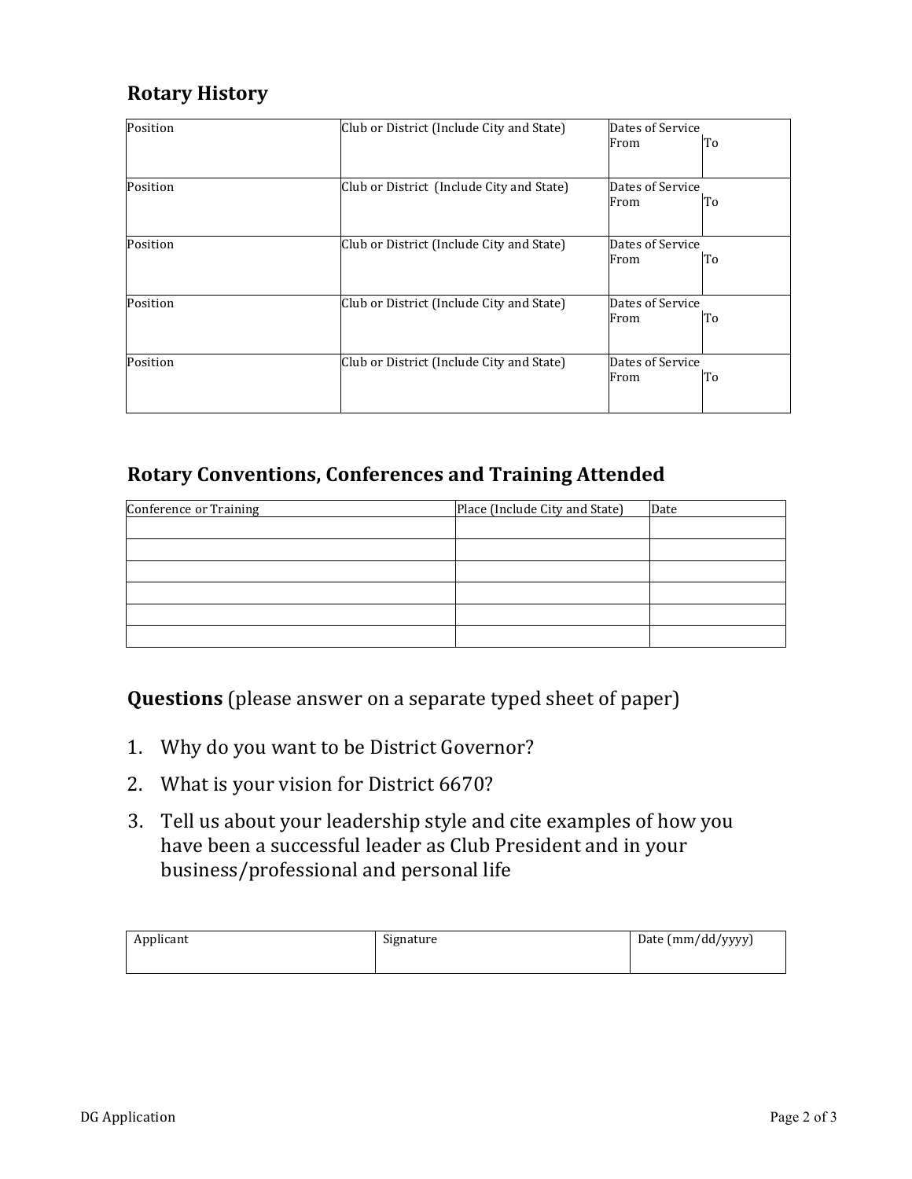## Rotary History

| Position | Club or District (Include City and State) | Dates of Service From | To |
|---|---|---|---|
| Position | Club or District (Include City and State) | Dates of Service From | To |
| Position | Club or District (Include City and State) | Dates of Service From | To |
| Position | Club or District (Include City and State) | Dates of Service From | To |
| Position | Club or District (Include City and State) | Dates of Service From | To |

## Rotary Conventions, Conferences and Training Attended

| Conference or Training | Place (Include City and State) | Date |
|---|---|---|
| | | |
| | | |
| | | |
| | | |
| | | |
| | | |

## Questions (please answer on a separate typed sheet of paper)

1. Why do you want to be District Governor?
2. What is your vision for District 6670?
3. Tell us about your leadership style and cite examples of how you have been a successful leader as Club President and in your business/professional and personal life

| Applicant | Signature | Date (mm/dd/yyyy) |
|---|---|---|
| | | |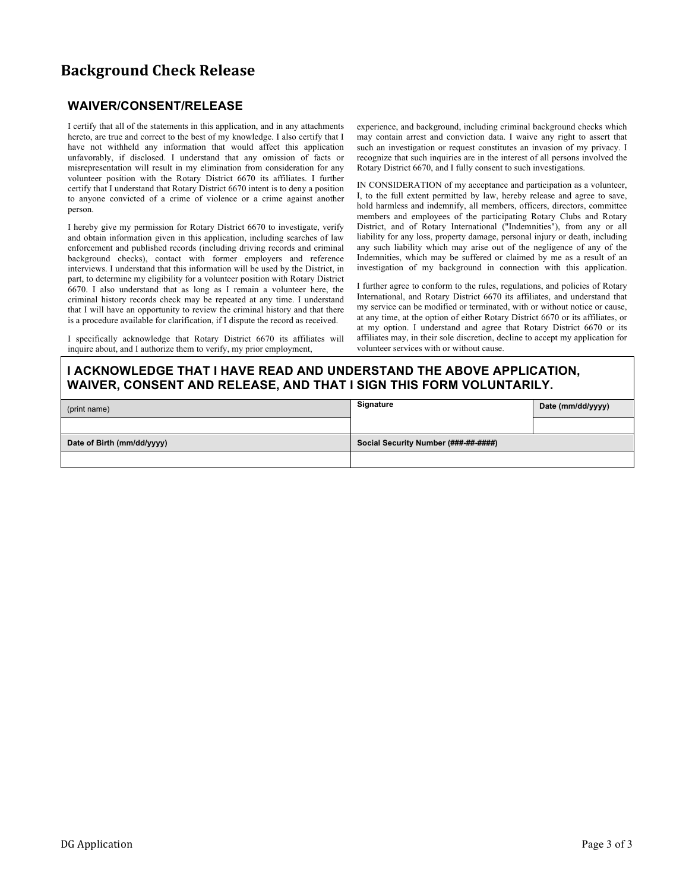# Background Check Release

## WAIVER/CONSENT/RELEASE

I certify that all of the statements in this application, and in any attachments hereto, are true and correct to the best of my knowledge. I also certify that I have not withheld any information that would affect this application unfavorably, if disclosed. I understand that any omission of facts or misrepresentation will result in my elimination from consideration for any volunteer position with the Rotary District 6670 its affiliates. I further certify that I understand that Rotary District 6670 intent is to deny a position to anyone convicted of a crime of violence or a crime against another person.

I hereby give my permission for Rotary District 6670 to investigate, verify and obtain information given in this application, including searches of law enforcement and published records (including driving records and criminal background checks), contact with former employers and reference interviews. I understand that this information will be used by the District, in part, to determine my eligibility for a volunteer position with Rotary District 6670. I also understand that as long as I remain a volunteer here, the criminal history records check may be repeated at any time. I understand that I will have an opportunity to review the criminal history and that there is a procedure available for clarification, if I dispute the record as received.

I specifically acknowledge that Rotary District 6670 its affiliates will inquire about, and I authorize them to verify, my prior employment, experience, and background, including criminal background checks which may contain arrest and conviction data. I waive any right to assert that such an investigation or request constitutes an invasion of my privacy. I recognize that such inquiries are in the interest of all persons involved the Rotary District 6670, and I fully consent to such investigations.

IN CONSIDERATION of my acceptance and participation as a volunteer, I, to the full extent permitted by law, hereby release and agree to save, hold harmless and indemnify, all members, officers, directors, committee members and employees of the participating Rotary Clubs and Rotary District, and of Rotary International ("Indemnities"), from any or all liability for any loss, property damage, personal injury or death, including any such liability which may arise out of the negligence of any of the Indemnities, which may be suffered or claimed by me as a result of an investigation of my background in connection with this application.

I further agree to conform to the rules, regulations, and policies of Rotary International, and Rotary District 6670 its affiliates, and understand that my service can be modified or terminated, with or without notice or cause, at any time, at the option of either Rotary District 6670 or its affiliates, or at my option. I understand and agree that Rotary District 6670 or its affiliates may, in their sole discretion, decline to accept my application for volunteer services with or without cause.

**I ACKNOWLEDGE THAT I HAVE READ AND UNDERSTAND THE ABOVE APPLICATION, WAIVER, CONSENT AND RELEASE, AND THAT I SIGN THIS FORM VOLUNTARILY.**

| (print name) | Signature | Date (mm/dd/yyyy) |
|---|---|---|
| | | |
| **Date of Birth (mm/dd/yyyy)** | **Social Security Number (###-##-####)** | |
| | | |